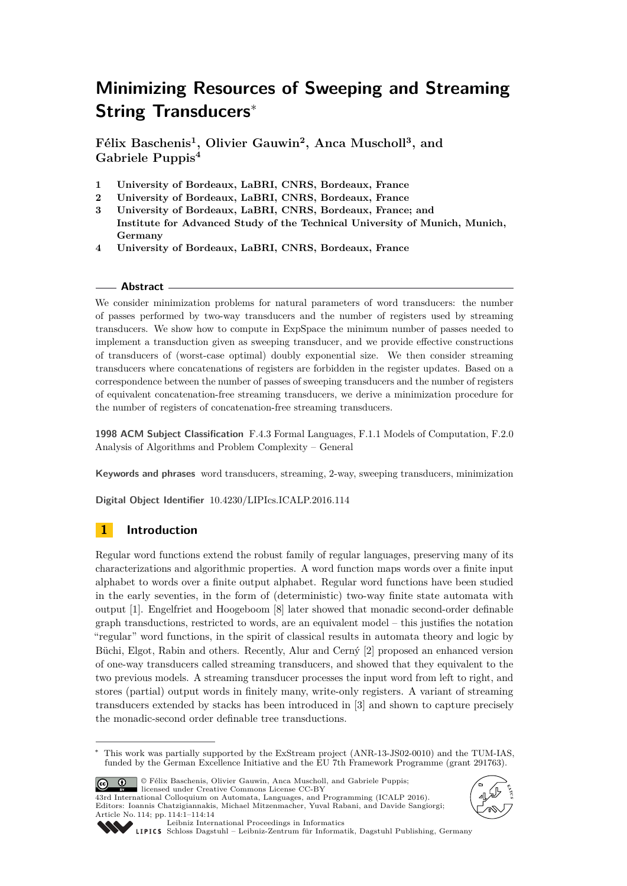# Minimizing Resources of Sweeping and Streaming String Transducers*

**Félix Baschenis[1], Olivier Gauwin[2], Anca Muscholl[3], and Gabriele Puppis[4]**

1. **University of Bordeaux, LaBRI, CNRS, Bordeaux, France**
2. **University of Bordeaux, LaBRI, CNRS, Bordeaux, France**
3. **University of Bordeaux, LaBRI, CNRS, Bordeaux, France; and Institute for Advanced Study of the Technical University of Munich, Munich, Germany**
4. **University of Bordeaux, LaBRI, CNRS, Bordeaux, France**

## Abstract

We consider minimization problems for natural parameters of word transducers: the number of passes performed by two-way transducers and the number of registers used by streaming transducers. We show how to compute in ExpSpace the minimum number of passes needed to implement a transduction given as sweeping transducer, and we provide effective constructions of transducers of (worst-case optimal) doubly exponential size. We then consider streaming transducers where concatenations of registers are forbidden in the register updates. Based on a correspondence between the number of passes of sweeping transducers and the number of registers of equivalent concatenation-free streaming transducers, we derive a minimization procedure for the number of registers of concatenation-free streaming transducers.

**1998 ACM Subject Classification** F.4.3 Formal Languages, F.1.1 Models of Computation, F.2.0 Analysis of Algorithms and Problem Complexity – General

**Keywords and phrases** word transducers, streaming, 2-way, sweeping transducers, minimization

**Digital Object Identifier** 10.4230/LIPIcs.ICALP.2016.114

## 1 Introduction

Regular word functions extend the robust family of regular languages, preserving many of its characterizations and algorithmic properties. A word function maps words over a finite input alphabet to words over a finite output alphabet. Regular word functions have been studied in the early seventies, in the form of (deterministic) two-way finite state automata with output [1]. Engelfriet and Hoogeboom [8] later showed that monadic second-order definable graph transductions, restricted to words, are an equivalent model – this justifies the notation "regular" word functions, in the spirit of classical results in automata theory and logic by Büchi, Elgot, Rabin and others. Recently, Alur and Cerný [2] proposed an enhanced version of one-way transducers called streaming transducers, and showed that they equivalent to the two previous models. A streaming transducer processes the input word from left to right, and stores (partial) output words in finitely many, write-only registers. A variant of streaming transducers extended by stacks has been introduced in [3] and shown to capture precisely the monadic-second order definable tree transductions.

---

* This work was partially supported by the ExStream project (ANR-13-JS02-0010) and the TUM-IAS, funded by the German Excellence Initiative and the EU 7th Framework Programme (grant 291763).

© Félix Baschenis, Olivier Gauwin, Anca Muscholl, and Gabriele Puppis; licensed under Creative Commons License CC-BY
43rd International Colloquium on Automata, Languages, and Programming (ICALP 2016).
Editors: Ioannis Chatzigiannakis, Michael Mitzenmacher, Yuval Rabani, and Davide Sangiorgi; Article No. 114; pp. 114:1–114:14
Leibniz International Proceedings in Informatics
Schloss Dagstuhl – Leibniz-Zentrum für Informatik, Dagstuhl Publishing, Germany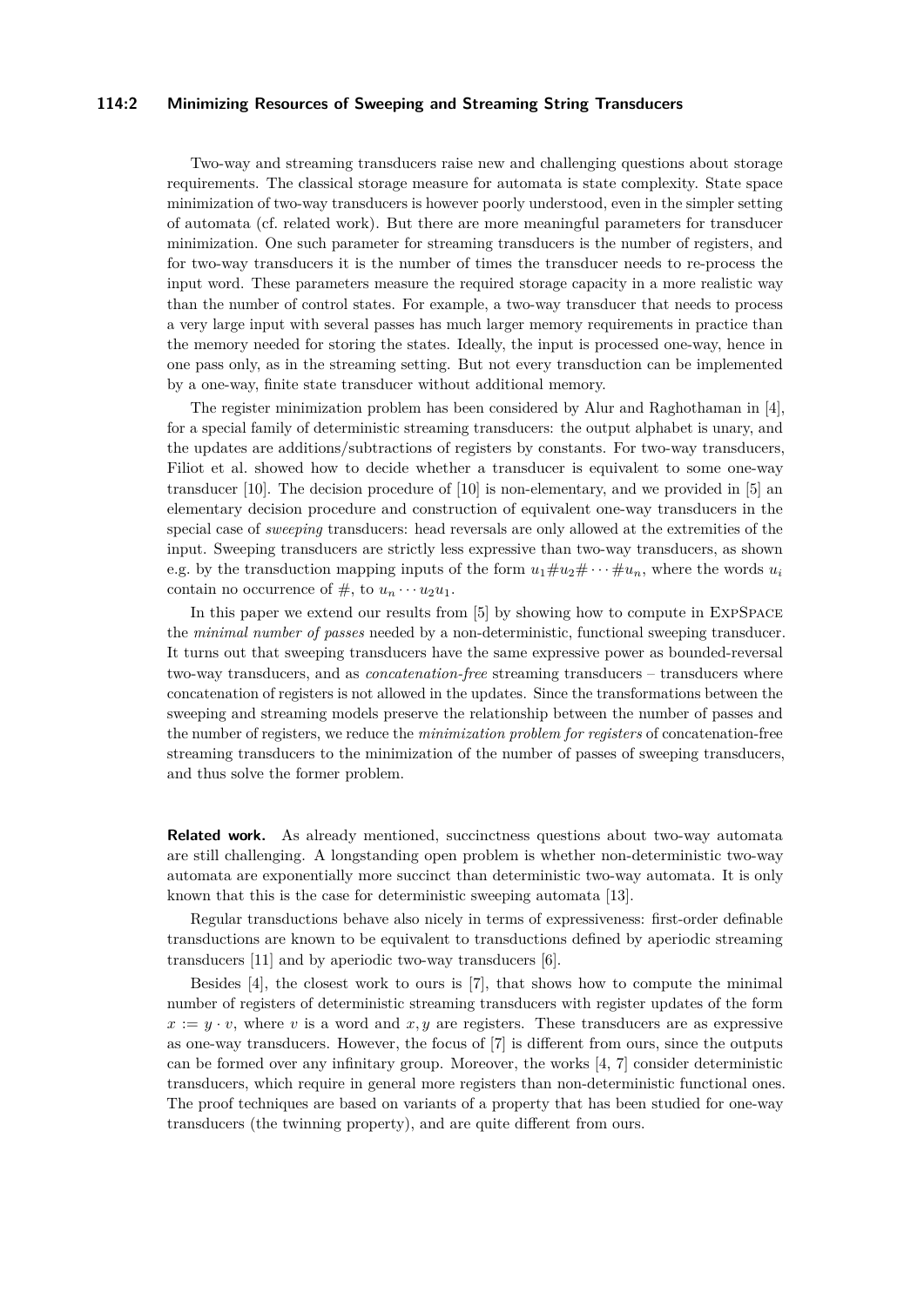Two-way and streaming transducers raise new and challenging questions about storage requirements. The classical storage measure for automata is state complexity. State space minimization of two-way transducers is however poorly understood, even in the simpler setting of automata (cf. related work). But there are more meaningful parameters for transducer minimization. One such parameter for streaming transducers is the number of registers, and for two-way transducers it is the number of times the transducer needs to re-process the input word. These parameters measure the required storage capacity in a more realistic way than the number of control states. For example, a two-way transducer that needs to process a very large input with several passes has much larger memory requirements in practice than the memory needed for storing the states. Ideally, the input is processed one-way, hence in one pass only, as in the streaming setting. But not every transduction can be implemented by a one-way, finite state transducer without additional memory.

The register minimization problem has been considered by Alur and Raghothaman in [4], for a special family of deterministic streaming transducers: the output alphabet is unary, and the updates are additions/subtractions of registers by constants. For two-way transducers, Filiot et al. showed how to decide whether a transducer is equivalent to some one-way transducer [10]. The decision procedure of [10] is non-elementary, and we provided in [5] an elementary decision procedure and construction of equivalent one-way transducers in the special case of *sweeping* transducers: head reversals are only allowed at the extremities of the input. Sweeping transducers are strictly less expressive than two-way transducers, as shown e.g. by the transduction mapping inputs of the form $u_1\#u_2\#\cdots\#u_n$, where the words $u_i$ contain no occurrence of $\#$, to $u_n\cdots u_2u_1$.

In this paper we extend our results from [5] by showing how to compute in ExpSpace the *minimal number of passes* needed by a non-deterministic, functional sweeping transducer. It turns out that sweeping transducers have the same expressive power as bounded-reversal two-way transducers, and as *concatenation-free* streaming transducers – transducers where concatenation of registers is not allowed in the updates. Since the transformations between the sweeping and streaming models preserve the relationship between the number of passes and the number of registers, we reduce the *minimization problem for registers* of concatenation-free streaming transducers to the minimization of the number of passes of sweeping transducers, and thus solve the former problem.

**Related work.** As already mentioned, succinctness questions about two-way automata are still challenging. A longstanding open problem is whether non-deterministic two-way automata are exponentially more succinct than deterministic two-way automata. It is only known that this is the case for deterministic sweeping automata [13].

Regular transductions behave also nicely in terms of expressiveness: first-order definable transductions are known to be equivalent to transductions defined by aperiodic streaming transducers [11] and by aperiodic two-way transducers [6].

Besides [4], the closest work to ours is [7], that shows how to compute the minimal number of registers of deterministic streaming transducers with register updates of the form $x := y \cdot v$, where $v$ is a word and $x, y$ are registers. These transducers are as expressive as one-way transducers. However, the focus of [7] is different from ours, since the outputs can be formed over any infinitary group. Moreover, the works [4, 7] consider deterministic transducers, which require in general more registers than non-deterministic functional ones. The proof techniques are based on variants of a property that has been studied for one-way transducers (the twinning property), and are quite different from ours.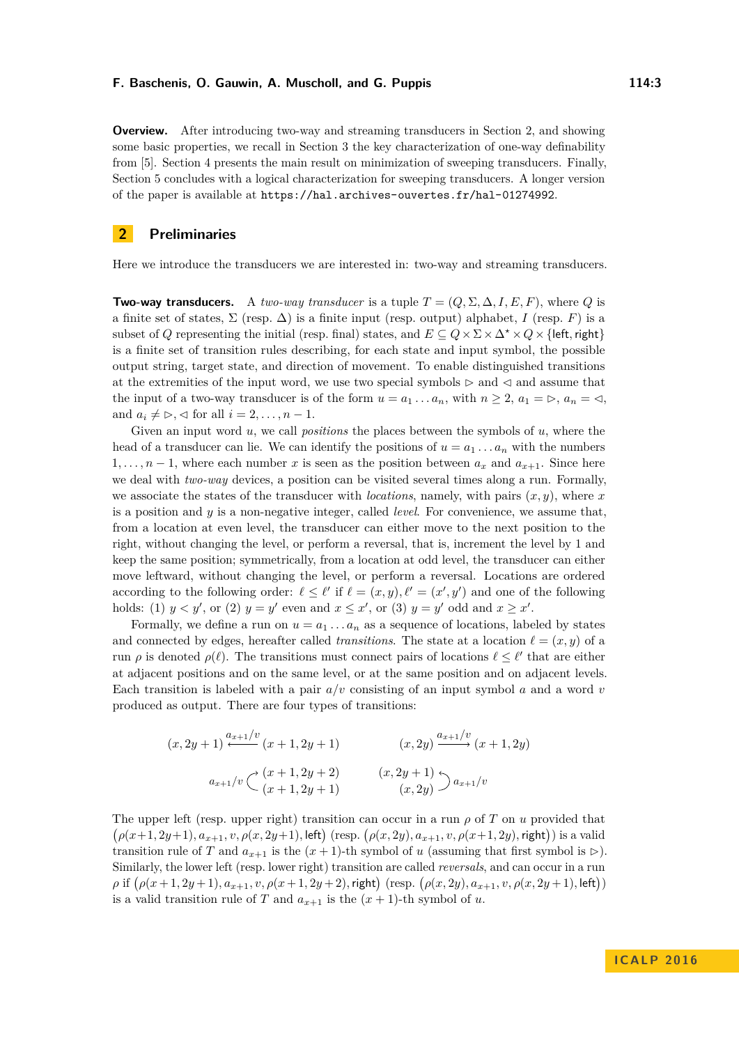**Overview.** After introducing two-way and streaming transducers in Section 2, and showing some basic properties, we recall in Section 3 the key characterization of one-way definability from [5]. Section 4 presents the main result on minimization of sweeping transducers. Finally, Section 5 concludes with a logical characterization for sweeping transducers. A longer version of the paper is available at https://hal.archives-ouvertes.fr/hal-01274992.

## 2 Preliminaries

Here we introduce the transducers we are interested in: two-way and streaming transducers.

**Two-way transducers.** A *two-way transducer* is a tuple $T = (Q, \Sigma, \Delta, I, E, F)$, where $Q$ is a finite set of states, $\Sigma$ (resp. $\Delta$) is a finite input (resp. output) alphabet, $I$ (resp. $F$) is a subset of $Q$ representing the initial (resp. final) states, and $E \subseteq Q \times \Sigma \times \Delta^* \times Q \times \{\mathsf{left}, \mathsf{right}\}$ is a finite set of transition rules describing, for each state and input symbol, the possible output string, target state, and direction of movement. To enable distinguished transitions at the extremities of the input word, we use two special symbols $\triangleright$ and $\triangleleft$ and assume that the input of a two-way transducer is of the form $u = a_1 \dots a_n$, with $n \geq 2$, $a_1 = \triangleright$, $a_n = \triangleleft$, and $a_i \neq \triangleright, \triangleleft$ for all $i = 2, \dots, n-1$.

Given an input word $u$, we call *positions* the places between the symbols of $u$, where the head of a transducer can lie. We can identify the positions of $u = a_1 \dots a_n$ with the numbers $1, \dots, n-1$, where each number $x$ is seen as the position between $a_x$ and $a_{x+1}$. Since here we deal with *two-way* devices, a position can be visited several times along a run. Formally, we associate the states of the transducer with *locations*, namely, with pairs $(x, y)$, where $x$ is a position and $y$ is a non-negative integer, called *level*. For convenience, we assume that, from a location at even level, the transducer can either move to the next position to the right, without changing the level, or perform a reversal, that is, increment the level by 1 and keep the same position; symmetrically, from a location at odd level, the transducer can either move leftward, without changing the level, or perform a reversal. Locations are ordered according to the following order: $\ell \leq \ell'$ if $\ell = (x, y), \ell' = (x', y')$ and one of the following holds: (1) $y < y'$, or (2) $y = y'$ even and $x \leq x'$, or (3) $y = y'$ odd and $x \geq x'$.

Formally, we define a run on $u = a_1 \dots a_n$ as a sequence of locations, labeled by states and connected by edges, hereafter called *transitions*. The state at a location $\ell = (x, y)$ of a run $\rho$ is denoted $\rho(\ell)$. The transitions must connect pairs of locations $\ell \leq \ell'$ that are either at adjacent positions and on the same level, or at the same position and on adjacent levels. Each transition is labeled with a pair $a/v$ consisting of an input symbol $a$ and a word $v$ produced as output. There are four types of transitions:

$$(x, 2y+1) \xleftarrow{a_{x+1}/v} (x+1, 2y+1) \qquad\qquad (x, 2y) \xrightarrow{a_{x+1}/v} (x+1, 2y)$$

$$a_{x+1}/v \curvearrowleft \begin{matrix} (x+1, 2y+2) \\ (x+1, 2y+1) \end{matrix} \qquad\qquad \begin{matrix} (x, 2y+1) \\ (x, 2y) \end{matrix} \curvearrowright a_{x+1}/v$$

The upper left (resp. upper right) transition can occur in a run $\rho$ of $T$ on $u$ provided that $\big(\rho(x+1, 2y+1), a_{x+1}, v, \rho(x, 2y+1), \mathsf{left}\big)$ (resp. $\big(\rho(x, 2y), a_{x+1}, v, \rho(x+1, 2y), \mathsf{right}\big)$) is a valid transition rule of $T$ and $a_{x+1}$ is the $(x+1)$-th symbol of $u$ (assuming that first symbol is $\triangleright$). Similarly, the lower left (resp. lower right) transition are called *reversals*, and can occur in a run $\rho$ if $\big(\rho(x+1, 2y+1), a_{x+1}, v, \rho(x+1, 2y+2), \mathsf{right}\big)$ (resp. $\big(\rho(x, 2y), a_{x+1}, v, \rho(x, 2y+1), \mathsf{left}\big)$) is a valid transition rule of $T$ and $a_{x+1}$ is the $(x+1)$-th symbol of $u$.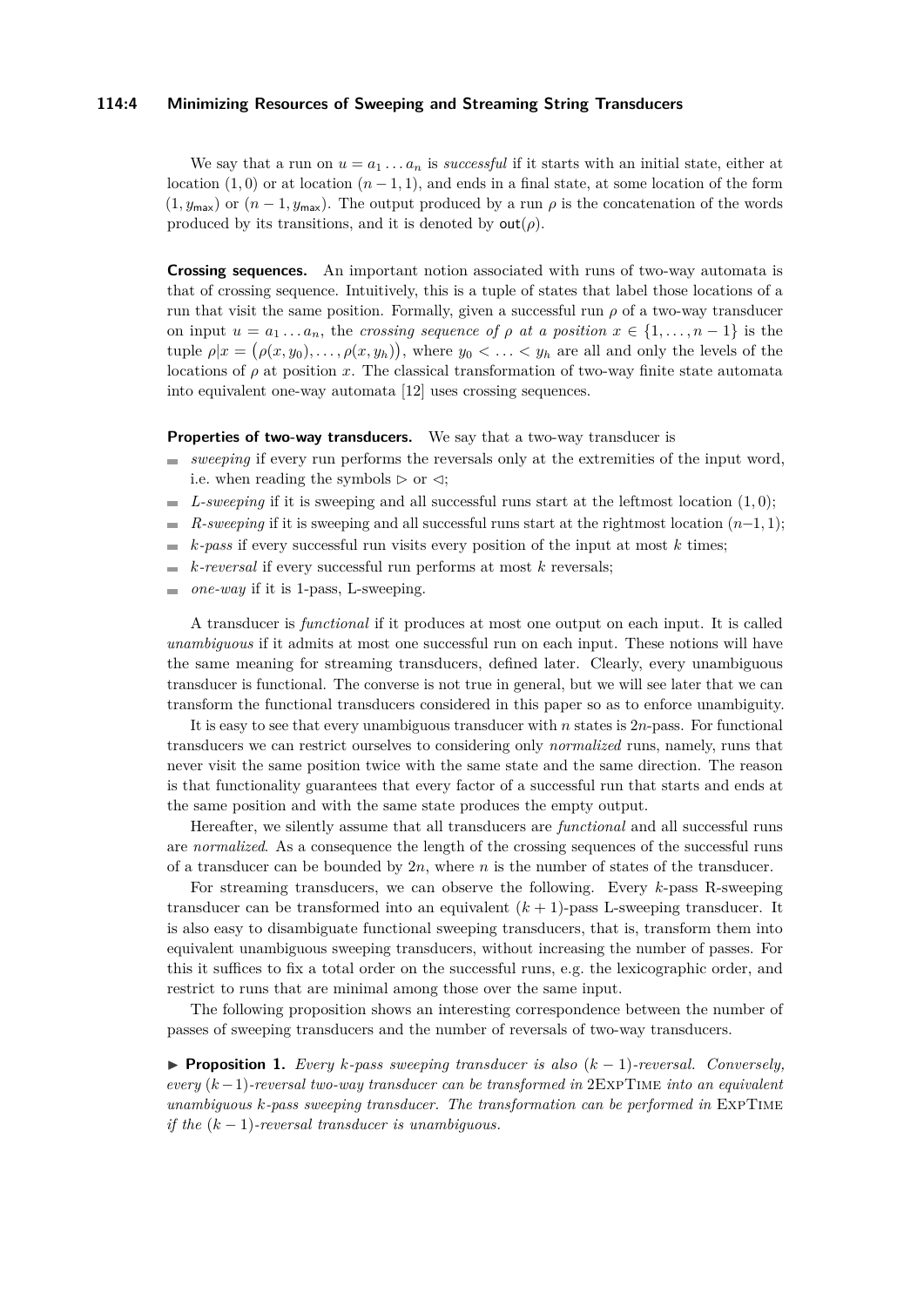We say that a run on $u = a_1 \dots a_n$ is *successful* if it starts with an initial state, either at location $(1, 0)$ or at location $(n-1, 1)$, and ends in a final state, at some location of the form $(1, y_{\mathsf{max}})$ or $(n-1, y_{\mathsf{max}})$. The output produced by a run $\rho$ is the concatenation of the words produced by its transitions, and it is denoted by $\mathsf{out}(\rho)$.

**Crossing sequences.** An important notion associated with runs of two-way automata is that of crossing sequence. Intuitively, this is a tuple of states that label those locations of a run that visit the same position. Formally, given a successful run $\rho$ of a two-way transducer on input $u = a_1 \dots a_n$, the *crossing sequence of $\rho$ at a position $x \in \{1, \dots, n-1\}$* is the tuple $\rho|x = \big(\rho(x, y_0), \dots, \rho(x, y_h)\big)$, where $y_0 < \dots < y_h$ are all and only the levels of the locations of $\rho$ at position $x$. The classical transformation of two-way finite state automata into equivalent one-way automata [12] uses crossing sequences.

**Properties of two-way transducers.** We say that a two-way transducer is

- *sweeping* if every run performs the reversals only at the extremities of the input word, i.e. when reading the symbols $\rhd$ or $\lhd$;
- *L-sweeping* if it is sweeping and all successful runs start at the leftmost location $(1, 0)$;
- *R-sweeping* if it is sweeping and all successful runs start at the rightmost location $(n-1, 1)$;
- *$k$-pass* if every successful run visits every position of the input at most $k$ times;
- *$k$-reversal* if every successful run performs at most $k$ reversals;
- *one-way* if it is 1-pass, L-sweeping.

A transducer is *functional* if it produces at most one output on each input. It is called *unambiguous* if it admits at most one successful run on each input. These notions will have the same meaning for streaming transducers, defined later. Clearly, every unambiguous transducer is functional. The converse is not true in general, but we will see later that we can transform the functional transducers considered in this paper so as to enforce unambiguity.

It is easy to see that every unambiguous transducer with $n$ states is $2n$-pass. For functional transducers we can restrict ourselves to considering only *normalized* runs, namely, runs that never visit the same position twice with the same state and the same direction. The reason is that functionality guarantees that every factor of a successful run that starts and ends at the same position and with the same state produces the empty output.

Hereafter, we silently assume that all transducers are *functional* and all successful runs are *normalized*. As a consequence the length of the crossing sequences of the successful runs of a transducer can be bounded by $2n$, where $n$ is the number of states of the transducer.

For streaming transducers, we can observe the following. Every $k$-pass R-sweeping transducer can be transformed into an equivalent $(k+1)$-pass L-sweeping transducer. It is also easy to disambiguate functional sweeping transducers, that is, transform them into equivalent unambiguous sweeping transducers, without increasing the number of passes. For this it suffices to fix a total order on the successful runs, e.g. the lexicographic order, and restrict to runs that are minimal among those over the same input.

The following proposition shows an interesting correspondence between the number of passes of sweeping transducers and the number of reversals of two-way transducers.

► **Proposition 1.** *Every $k$-pass sweeping transducer is also $(k-1)$-reversal. Conversely, every $(k-1)$-reversal two-way transducer can be transformed in* 2ExpTime *into an equivalent unambiguous $k$-pass sweeping transducer. The transformation can be performed in* ExpTime *if the $(k-1)$-reversal transducer is unambiguous.*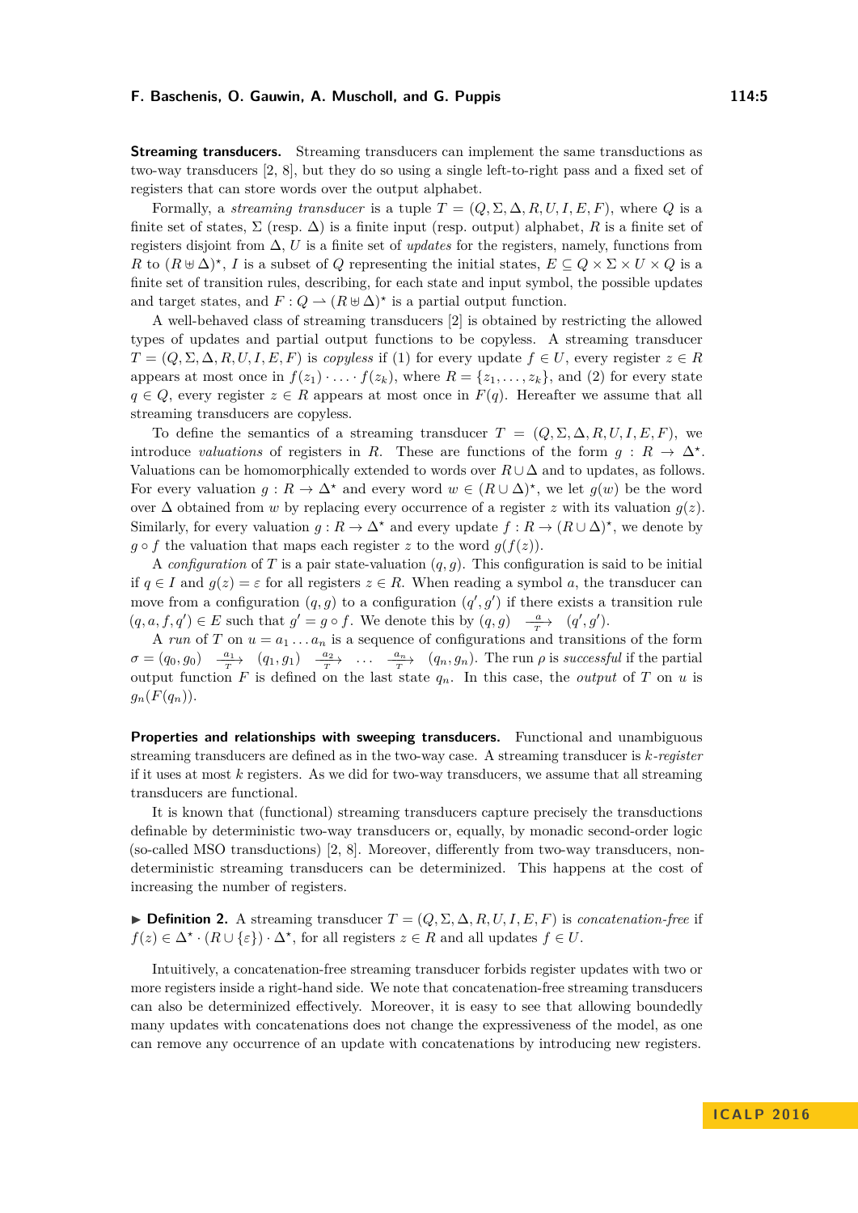**Streaming transducers.** Streaming transducers can implement the same transductions as two-way transducers [2, 8], but they do so using a single left-to-right pass and a fixed set of registers that can store words over the output alphabet.

Formally, a *streaming transducer* is a tuple $T = (Q, \Sigma, \Delta, R, U, I, E, F)$, where $Q$ is a finite set of states, $\Sigma$ (resp. $\Delta$) is a finite input (resp. output) alphabet, $R$ is a finite set of registers disjoint from $\Delta$, $U$ is a finite set of *updates* for the registers, namely, functions from $R$ to $(R \uplus \Delta)^\star$, $I$ is a subset of $Q$ representing the initial states, $E \subseteq Q \times \Sigma \times U \times Q$ is a finite set of transition rules, describing, for each state and input symbol, the possible updates and target states, and $F : Q \rightharpoonup (R \uplus \Delta)^\star$ is a partial output function.

A well-behaved class of streaming transducers [2] is obtained by restricting the allowed types of updates and partial output functions to be copyless. A streaming transducer $T = (Q, \Sigma, \Delta, R, U, I, E, F)$ is *copyless* if (1) for every update $f \in U$, every register $z \in R$ appears at most once in $f(z_1) \cdot \ldots \cdot f(z_k)$, where $R = \{z_1, \ldots, z_k\}$, and (2) for every state $q \in Q$, every register $z \in R$ appears at most once in $F(q)$. Hereafter we assume that all streaming transducers are copyless.

To define the semantics of a streaming transducer $T = (Q, \Sigma, \Delta, R, U, I, E, F)$, we introduce *valuations* of registers in $R$. These are functions of the form $g : R \to \Delta^\star$. Valuations can be homomorphically extended to words over $R \cup \Delta$ and to updates, as follows. For every valuation $g : R \to \Delta^\star$ and every word $w \in (R \cup \Delta)^\star$, we let $g(w)$ be the word over $\Delta$ obtained from $w$ by replacing every occurrence of a register $z$ with its valuation $g(z)$. Similarly, for every valuation $g : R \to \Delta^\star$ and every update $f : R \to (R \cup \Delta)^\star$, we denote by $g \circ f$ the valuation that maps each register $z$ to the word $g(f(z))$.

A *configuration* of $T$ is a pair state-valuation $(q, g)$. This configuration is said to be initial if $q \in I$ and $g(z) = \varepsilon$ for all registers $z \in R$. When reading a symbol $a$, the transducer can move from a configuration $(q, g)$ to a configuration $(q', g')$ if there exists a transition rule $(q, a, f, q') \in E$ such that $g' = g \circ f$. We denote this by $(q, g) \xrightarrow[T]{a} (q', g')$.

A *run* of $T$ on $u = a_1 \ldots a_n$ is a sequence of configurations and transitions of the form $\sigma = (q_0, g_0) \xrightarrow[T]{a_1} (q_1, g_1) \xrightarrow[T]{a_2} \ldots \xrightarrow[T]{a_n} (q_n, g_n)$. The run $\rho$ is *successful* if the partial output function $F$ is defined on the last state $q_n$. In this case, the *output* of $T$ on $u$ is $g_n(F(q_n))$.

**Properties and relationships with sweeping transducers.** Functional and unambiguous streaming transducers are defined as in the two-way case. A streaming transducer is *$k$-register* if it uses at most $k$ registers. As we did for two-way transducers, we assume that all streaming transducers are functional.

It is known that (functional) streaming transducers capture precisely the transductions definable by deterministic two-way transducers or, equally, by monadic second-order logic (so-called MSO transductions) [2, 8]. Moreover, differently from two-way transducers, non-deterministic streaming transducers can be determinized. This happens at the cost of increasing the number of registers.

▶ **Definition 2.** A streaming transducer $T = (Q, \Sigma, \Delta, R, U, I, E, F)$ is *concatenation-free* if $f(z) \in \Delta^\star \cdot (R \cup \{\varepsilon\}) \cdot \Delta^\star$, for all registers $z \in R$ and all updates $f \in U$.

Intuitively, a concatenation-free streaming transducer forbids register updates with two or more registers inside a right-hand side. We note that concatenation-free streaming transducers can also be determinized effectively. Moreover, it is easy to see that allowing boundedly many updates with concatenations does not change the expressiveness of the model, as one can remove any occurrence of an update with concatenations by introducing new registers.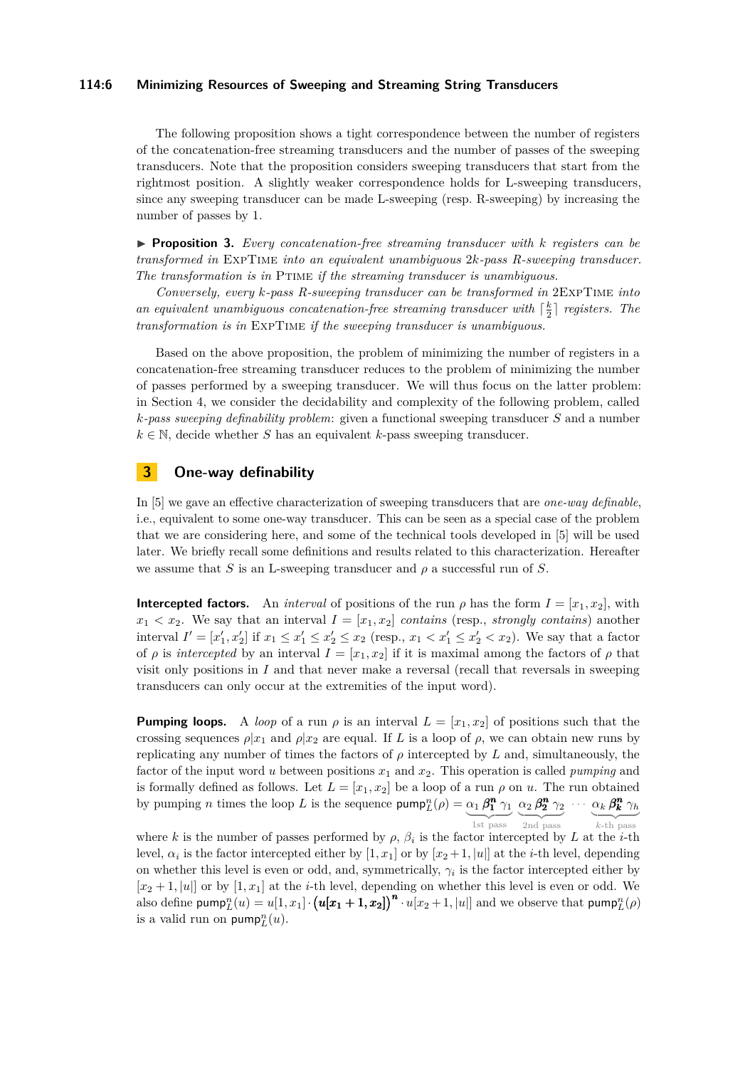The following proposition shows a tight correspondence between the number of registers of the concatenation-free streaming transducers and the number of passes of the sweeping transducers. Note that the proposition considers sweeping transducers that start from the rightmost position. A slightly weaker correspondence holds for L-sweeping transducers, since any sweeping transducer can be made L-sweeping (resp. R-sweeping) by increasing the number of passes by 1.

▶ **Proposition 3.** *Every concatenation-free streaming transducer with $k$ registers can be transformed in* ExpTime *into an equivalent unambiguous $2k$-pass R-sweeping transducer. The transformation is in* Ptime *if the streaming transducer is unambiguous.*

*Conversely, every $k$-pass R-sweeping transducer can be transformed in* 2ExpTime *into an equivalent unambiguous concatenation-free streaming transducer with $\lceil \frac{k}{2} \rceil$ registers. The transformation is in* ExpTime *if the sweeping transducer is unambiguous.*

Based on the above proposition, the problem of minimizing the number of registers in a concatenation-free streaming transducer reduces to the problem of minimizing the number of passes performed by a sweeping transducer. We will thus focus on the latter problem: in Section 4, we consider the decidability and complexity of the following problem, called *$k$-pass sweeping definability problem*: given a functional sweeping transducer $S$ and a number $k \in \mathbb{N}$, decide whether $S$ has an equivalent $k$-pass sweeping transducer.

## 3 One-way definability

In [5] we gave an effective characterization of sweeping transducers that are *one-way definable*, i.e., equivalent to some one-way transducer. This can be seen as a special case of the problem that we are considering here, and some of the technical tools developed in [5] will be used later. We briefly recall some definitions and results related to this characterization. Hereafter we assume that $S$ is an L-sweeping transducer and $\rho$ a successful run of $S$.

**Intercepted factors.** An *interval* of positions of the run $\rho$ has the form $I = [x_1, x_2]$, with $x_1 < x_2$. We say that an interval $I = [x_1, x_2]$ *contains* (resp., *strongly contains*) another interval $I' = [x'_1, x'_2]$ if $x_1 \leq x'_1 \leq x'_2 \leq x_2$ (resp., $x_1 < x'_1 \leq x'_2 < x_2$). We say that a factor of $\rho$ is *intercepted* by an interval $I = [x_1, x_2]$ if it is maximal among the factors of $\rho$ that visit only positions in $I$ and that never make a reversal (recall that reversals in sweeping transducers can only occur at the extremities of the input word).

**Pumping loops.** A *loop* of a run $\rho$ is an interval $L = [x_1, x_2]$ of positions such that the crossing sequences $\rho|x_1$ and $\rho|x_2$ are equal. If $L$ is a loop of $\rho$, we can obtain new runs by replicating any number of times the factors of $\rho$ intercepted by $L$ and, simultaneously, the factor of the input word $u$ between positions $x_1$ and $x_2$. This operation is called *pumping* and is formally defined as follows. Let $L = [x_1, x_2]$ be a loop of a run $\rho$ on $u$. The run obtained by pumping $n$ times the loop $L$ is the sequence $\mathsf{pump}^n_L(\rho) = \underbrace{\alpha_1\, \boldsymbol{\beta_1^n}\, \gamma_1}_{\text{1st pass}}\ \underbrace{\alpha_2\, \boldsymbol{\beta_2^n}\, \gamma_2}_{\text{2nd pass}}\ \cdots\ \underbrace{\alpha_k\, \boldsymbol{\beta_k^n}\, \gamma_h}_{k\text{-th pass}}$ where $k$ is the number of passes performed by $\rho$, $\beta_i$ is the factor intercepted by $L$ at the $i$-th level, $\alpha_i$ is the factor intercepted either by $[1, x_1]$ or by $[x_2+1, |u|]$ at the $i$-th level, depending on whether this level is even or odd, and, symmetrically, $\gamma_i$ is the factor intercepted either by $[x_2+1, |u|]$ or by $[1, x_1]$ at the $i$-th level, depending on whether this level is even or odd. We also define $\mathsf{pump}^n_L(u) = u[1, x_1] \cdot \big(\boldsymbol{u[x_1+1, x_2]}\big)^{\boldsymbol{n}} \cdot u[x_2+1, |u|]$ and we observe that $\mathsf{pump}^n_L(\rho)$ is a valid run on $\mathsf{pump}^n_L(u)$.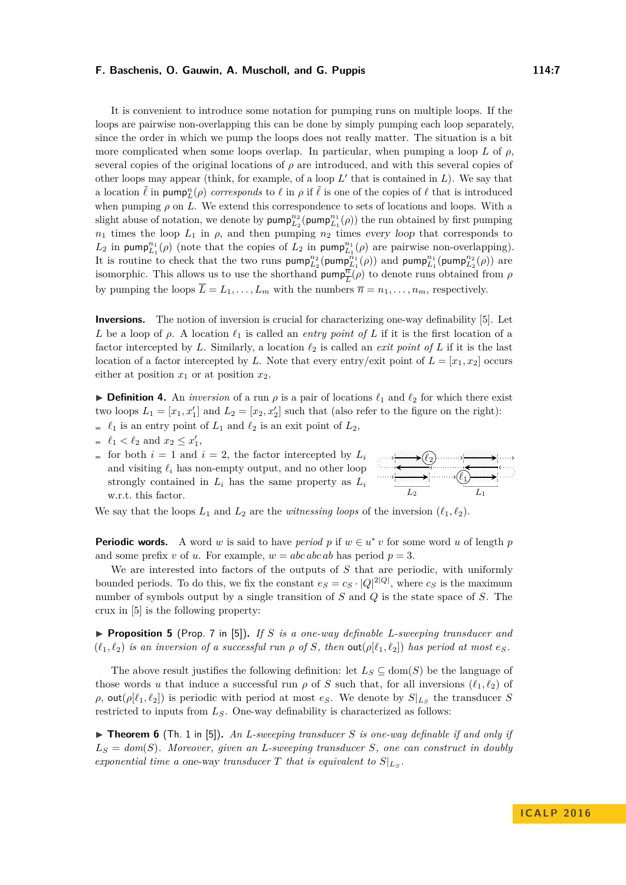It is convenient to introduce some notation for pumping runs on multiple loops. If the loops are pairwise non-overlapping this can be done by simply pumping each loop separately, since the order in which we pump the loops does not really matter. The situation is a bit more complicated when some loops overlap. In particular, when pumping a loop $L$ of $\rho$, several copies of the original locations of $\rho$ are introduced, and with this several copies of other loops may appear (think, for example, of a loop $L'$ that is contained in $L$). We say that a location $\tilde{\ell}$ in $\mathsf{pump}_L^n(\rho)$ *corresponds* to $\ell$ in $\rho$ if $\tilde{\ell}$ is one of the copies of $\ell$ that is introduced when pumping $\rho$ on $L$. We extend this correspondence to sets of locations and loops. With a slight abuse of notation, we denote by $\mathsf{pump}_{L_2}^{n_2}(\mathsf{pump}_{L_1}^{n_1}(\rho))$ the run obtained by first pumping $n_1$ times the loop $L_1$ in $\rho$, and then pumping $n_2$ times *every loop* that corresponds to $L_2$ in $\mathsf{pump}_{L_1}^{n_1}(\rho)$ (note that the copies of $L_2$ in $\mathsf{pump}_{L_1}^{n_1}(\rho)$ are pairwise non-overlapping). It is routine to check that the two runs $\mathsf{pump}_{L_2}^{n_2}(\mathsf{pump}_{L_1}^{n_1}(\rho))$ and $\mathsf{pump}_{L_1}^{n_1}(\mathsf{pump}_{L_2}^{n_2}(\rho))$ are isomorphic. This allows us to use the shorthand $\mathsf{pump}_{\overline{L}}^{\overline{n}}(\rho)$ to denote runs obtained from $\rho$ by pumping the loops $\overline{L} = L_1, \ldots, L_m$ with the numbers $\overline{n} = n_1, \ldots, n_m$, respectively.

**Inversions.** The notion of inversion is crucial for characterizing one-way definability [5]. Let $L$ be a loop of $\rho$. A location $\ell_1$ is called an *entry point of* $L$ if it is the first location of a factor intercepted by $L$. Similarly, a location $\ell_2$ is called an *exit point of* $L$ if it is the last location of a factor intercepted by $L$. Note that every entry/exit point of $L = [x_1, x_2]$ occurs either at position $x_1$ or at position $x_2$.

▶ **Definition 4.** An *inversion* of a run $\rho$ is a pair of locations $\ell_1$ and $\ell_2$ for which there exist two loops $L_1 = [x_1, x_1']$ and $L_2 = [x_2, x_2']$ such that (also refer to the figure on the right):

- $\ell_1$ is an entry point of $L_1$ and $\ell_2$ is an exit point of $L_2$,
- $\ell_1 < \ell_2$ and $x_2 \leq x_1'$,
- for both $i = 1$ and $i = 2$, the factor intercepted by $L_i$ and visiting $\ell_i$ has non-empty output, and no other loop strongly contained in $L_i$ has the same property as $L_i$ w.r.t. this factor.

We say that the loops $L_1$ and $L_2$ are the *witnessing loops* of the inversion $(\ell_1, \ell_2)$.

**Periodic words.** A word $w$ is said to have *period* $p$ if $w \in u^* \, v$ for some word $u$ of length $p$ and some prefix $v$ of $u$. For example, $w = abc\,abc\,ab$ has period $p = 3$.

We are interested into factors of the outputs of $S$ that are periodic, with uniformly bounded periods. To do this, we fix the constant $e_S = c_S \cdot |Q|^{2|Q|}$, where $c_S$ is the maximum number of symbols output by a single transition of $S$ and $Q$ is the state space of $S$. The crux in [5] is the following property:

▶ **Proposition 5** (Prop. 7 in [5]). *If $S$ is a one-way definable L-sweeping transducer and $(\ell_1, \ell_2)$ is an inversion of a successful run $\rho$ of $S$, then $\mathsf{out}(\rho[\ell_1, \ell_2])$ has period at most $e_S$.*

The above result justifies the following definition: let $L_S \subseteq \mathrm{dom}(S)$ be the language of those words $u$ that induce a successful run $\rho$ of $S$ such that, for all inversions $(\ell_1, \ell_2)$ of $\rho$, $\mathsf{out}(\rho[\ell_1, \ell_2])$ is periodic with period at most $e_S$. We denote by $S|_{L_S}$ the transducer $S$ restricted to inputs from $L_S$. One-way definability is characterized as follows:

▶ **Theorem 6** (Th. 1 in [5]). *An L-sweeping transducer $S$ is one-way definable if and only if $L_S = dom(S)$. Moreover, given an L-sweeping transducer $S$, one can construct in doubly exponential time a one-way transducer $T$ that is equivalent to $S|_{L_S}$.*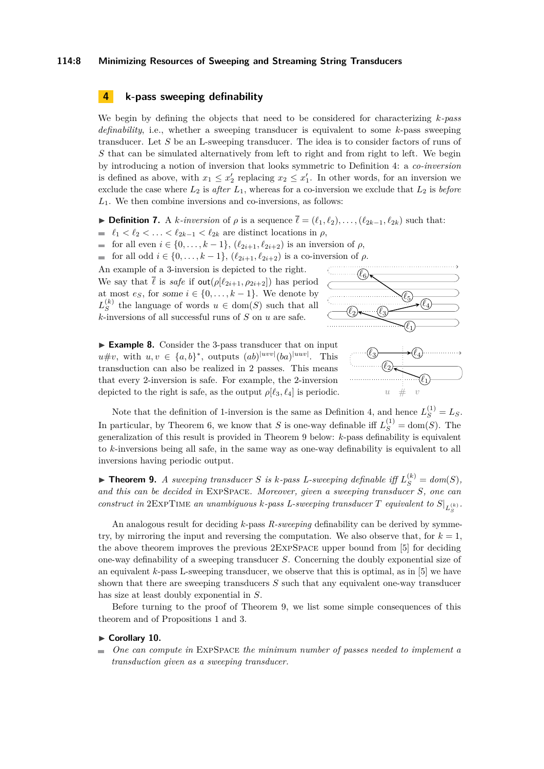## 4 k-pass sweeping definability

We begin by defining the objects that need to be considered for characterizing $k$*-pass definability*, i.e., whether a sweeping transducer is equivalent to some $k$-pass sweeping transducer. Let $S$ be an L-sweeping transducer. The idea is to consider factors of runs of $S$ that can be simulated alternatively from left to right and from right to left. We begin by introducing a notion of inversion that looks symmetric to Definition 4: a *co-inversion* is defined as above, with $x_1 \le x_2'$ replacing $x_2 \le x_1'$. In other words, for an inversion we exclude the case where $L_2$ is *after* $L_1$, whereas for a co-inversion we exclude that $L_2$ is *before* $L_1$. We then combine inversions and co-inversions, as follows:

▶ **Definition 7.** A $k$*-inversion* of $\rho$ is a sequence $\overline{\ell} = (\ell_1, \ell_2), \ldots, (\ell_{2k-1}, \ell_{2k})$ such that:

- $\ell_1 < \ell_2 < \ldots < \ell_{2k-1} < \ell_{2k}$ are distinct locations in $\rho$,
- for all even $i \in \{0, \ldots, k-1\}$, $(\ell_{2i+1}, \ell_{2i+2})$ is an inversion of $\rho$,
- for all odd $i \in \{0, \ldots, k-1\}$, $(\ell_{2i+1}, \ell_{2i+2})$ is a co-inversion of $\rho$.

An example of a 3-inversion is depicted to the right. We say that $\overline{\ell}$ is *safe* if $\mathsf{out}(\rho[\ell_{2i+1}, \rho_{2i+2}])$ has period at most $e_S$, for *some* $i \in \{0, \ldots, k-1\}$. We denote by $L_S^{(k)}$ the language of words $u \in \mathrm{dom}(S)$ such that all $k$-inversions of all successful runs of $S$ on $u$ are safe.

▶ **Example 8.** Consider the 3-pass transducer that on input $u\#v$, with $u, v \in \{a, b\}^*$, outputs $(ab)^{|uvv|}(ba)^{|uuv|}$. This transduction can also be realized in 2 passes. This means that every 2-inversion is safe. For example, the 2-inversion depicted to the right is safe, as the output $\rho[\ell_3, \ell_4]$ is periodic.

Note that the definition of 1-inversion is the same as Definition 4, and hence $L_S^{(1)} = L_S$. In particular, by Theorem 6, we know that $S$ is one-way definable iff $L_S^{(1)} = \mathrm{dom}(S)$. The generalization of this result is provided in Theorem 9 below: $k$-pass definability is equivalent to $k$-inversions being all safe, in the same way as one-way definability is equivalent to all inversions having periodic output.

▶ **Theorem 9.** *A sweeping transducer $S$ is $k$-pass L-sweeping definable iff $L_S^{(k)} = dom(S)$, and this can be decided in* ExpSpace*. Moreover, given a sweeping transducer $S$, one can construct in* 2ExpTime *an unambiguous $k$-pass L-sweeping transducer $T$ equivalent to $S|_{L_S^{(k)}}$.*

An analogous result for deciding $k$-pass $R$-*sweeping* definability can be derived by symmetry, by mirroring the input and reversing the computation. We also observe that, for $k = 1$, the above theorem improves the previous 2ExpSpace upper bound from [5] for deciding one-way definability of a sweeping transducer $S$. Concerning the doubly exponential size of an equivalent $k$-pass L-sweeping transducer, we observe that this is optimal, as in [5] we have shown that there are sweeping transducers $S$ such that any equivalent one-way transducer has size at least doubly exponential in $S$.

Before turning to the proof of Theorem 9, we list some simple consequences of this theorem and of Propositions 1 and 3.

▶ **Corollary 10.**

- *One can compute in* ExpSpace *the minimum number of passes needed to implement a transduction given as a sweeping transducer.*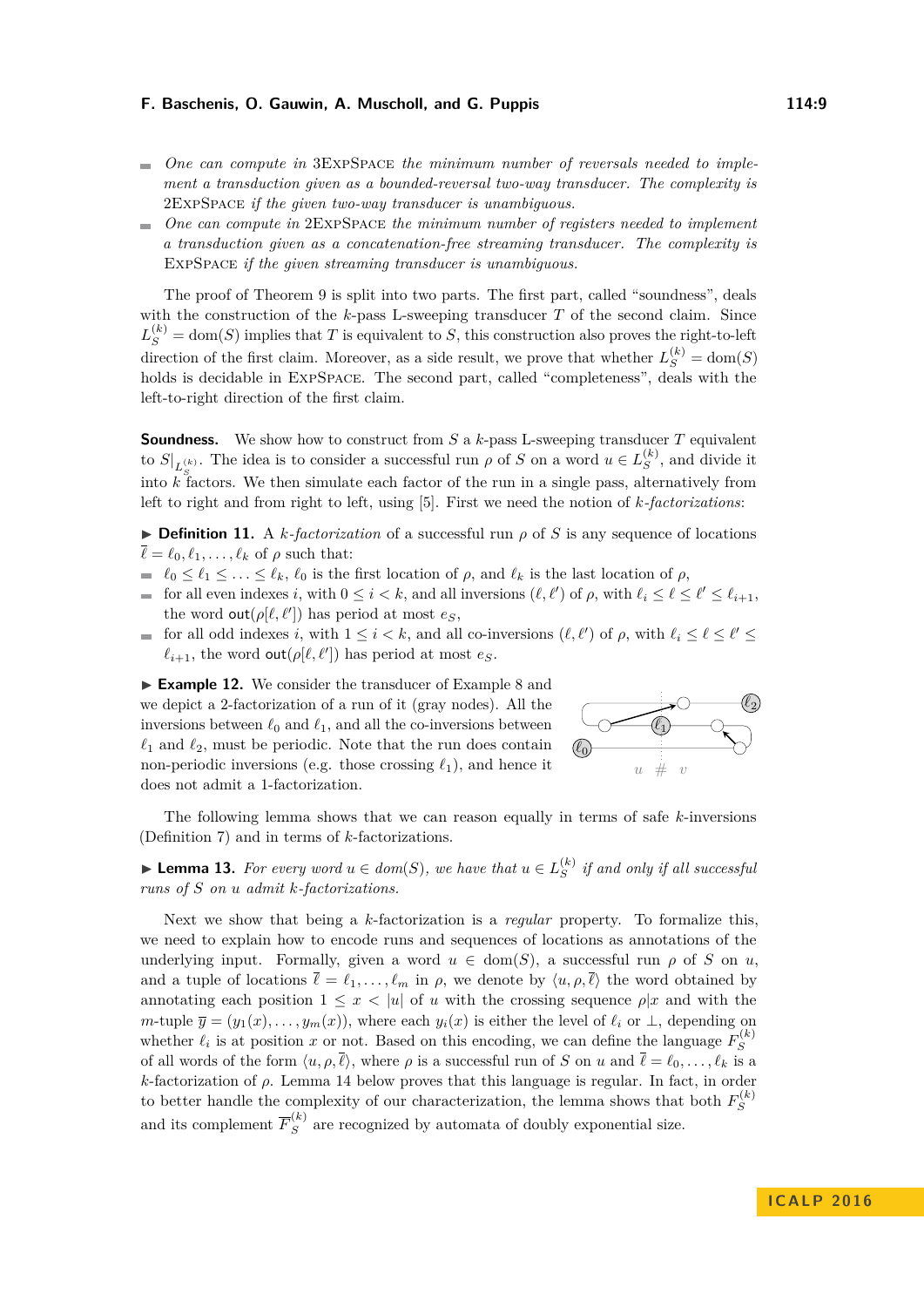- *One can compute in* 3ExpSpace *the minimum number of reversals needed to implement a transduction given as a bounded-reversal two-way transducer. The complexity is* 2ExpSpace *if the given two-way transducer is unambiguous.*
- *One can compute in* 2ExpSpace *the minimum number of registers needed to implement a transduction given as a concatenation-free streaming transducer. The complexity is* ExpSpace *if the given streaming transducer is unambiguous.*

The proof of Theorem 9 is split into two parts. The first part, called "soundness", deals with the construction of the $k$-pass L-sweeping transducer $T$ of the second claim. Since $L_S^{(k)} = \mathrm{dom}(S)$ implies that $T$ is equivalent to $S$, this construction also proves the right-to-left direction of the first claim. Moreover, as a side result, we prove that whether $L_S^{(k)} = \mathrm{dom}(S)$ holds is decidable in ExpSpace. The second part, called "completeness", deals with the left-to-right direction of the first claim.

**Soundness.** We show how to construct from $S$ a $k$-pass L-sweeping transducer $T$ equivalent to $S|_{L_S^{(k)}}$. The idea is to consider a successful run $\rho$ of $S$ on a word $u \in L_S^{(k)}$, and divide it into $k$ factors. We then simulate each factor of the run in a single pass, alternatively from left to right and from right to left, using [5]. First we need the notion of *$k$-factorizations*:

▶ **Definition 11.** A *$k$-factorization* of a successful run $\rho$ of $S$ is any sequence of locations $\overline{\ell} = \ell_0, \ell_1, \ldots, \ell_k$ of $\rho$ such that:

- $\ell_0 \leq \ell_1 \leq \ldots \leq \ell_k$, $\ell_0$ is the first location of $\rho$, and $\ell_k$ is the last location of $\rho$,
- for all even indexes $i$, with $0 \leq i < k$, and all inversions $(\ell, \ell')$ of $\rho$, with $\ell_i \leq \ell \leq \ell' \leq \ell_{i+1}$, the word $\mathsf{out}(\rho[\ell, \ell'])$ has period at most $e_S$,
- for all odd indexes $i$, with $1 \leq i < k$, and all co-inversions $(\ell, \ell')$ of $\rho$, with $\ell_i \leq \ell \leq \ell' \leq \ell_{i+1}$, the word $\mathsf{out}(\rho[\ell, \ell'])$ has period at most $e_S$.

▶ **Example 12.** We consider the transducer of Example 8 and we depict a 2-factorization of a run of it (gray nodes). All the inversions between $\ell_0$ and $\ell_1$, and all the co-inversions between $\ell_1$ and $\ell_2$, must be periodic. Note that the run does contain non-periodic inversions (e.g. those crossing $\ell_1$), and hence it does not admit a 1-factorization.

The following lemma shows that we can reason equally in terms of safe $k$-inversions (Definition 7) and in terms of $k$-factorizations.

▶ **Lemma 13.** *For every word $u \in dom(S)$, we have that $u \in L_S^{(k)}$ if and only if all successful runs of $S$ on $u$ admit $k$-factorizations.*

Next we show that being a $k$-factorization is a *regular* property. To formalize this, we need to explain how to encode runs and sequences of locations as annotations of the underlying input. Formally, given a word $u \in \mathrm{dom}(S)$, a successful run $\rho$ of $S$ on $u$, and a tuple of locations $\overline{\ell} = \ell_1, \ldots, \ell_m$ in $\rho$, we denote by $\langle u, \rho, \overline{\ell} \rangle$ the word obtained by annotating each position $1 \leq x < |u|$ of $u$ with the crossing sequence $\rho|x$ and with the $m$-tuple $\overline{y} = (y_1(x), \ldots, y_m(x))$, where each $y_i(x)$ is either the level of $\ell_i$ or $\bot$, depending on whether $\ell_i$ is at position $x$ or not. Based on this encoding, we can define the language $F_S^{(k)}$ of all words of the form $\langle u, \rho, \overline{\ell} \rangle$, where $\rho$ is a successful run of $S$ on $u$ and $\overline{\ell} = \ell_0, \ldots, \ell_k$ is a $k$-factorization of $\rho$. Lemma 14 below proves that this language is regular. In fact, in order to better handle the complexity of our characterization, the lemma shows that both $F_S^{(k)}$ and its complement $\overline{F}_S^{(k)}$ are recognized by automata of doubly exponential size.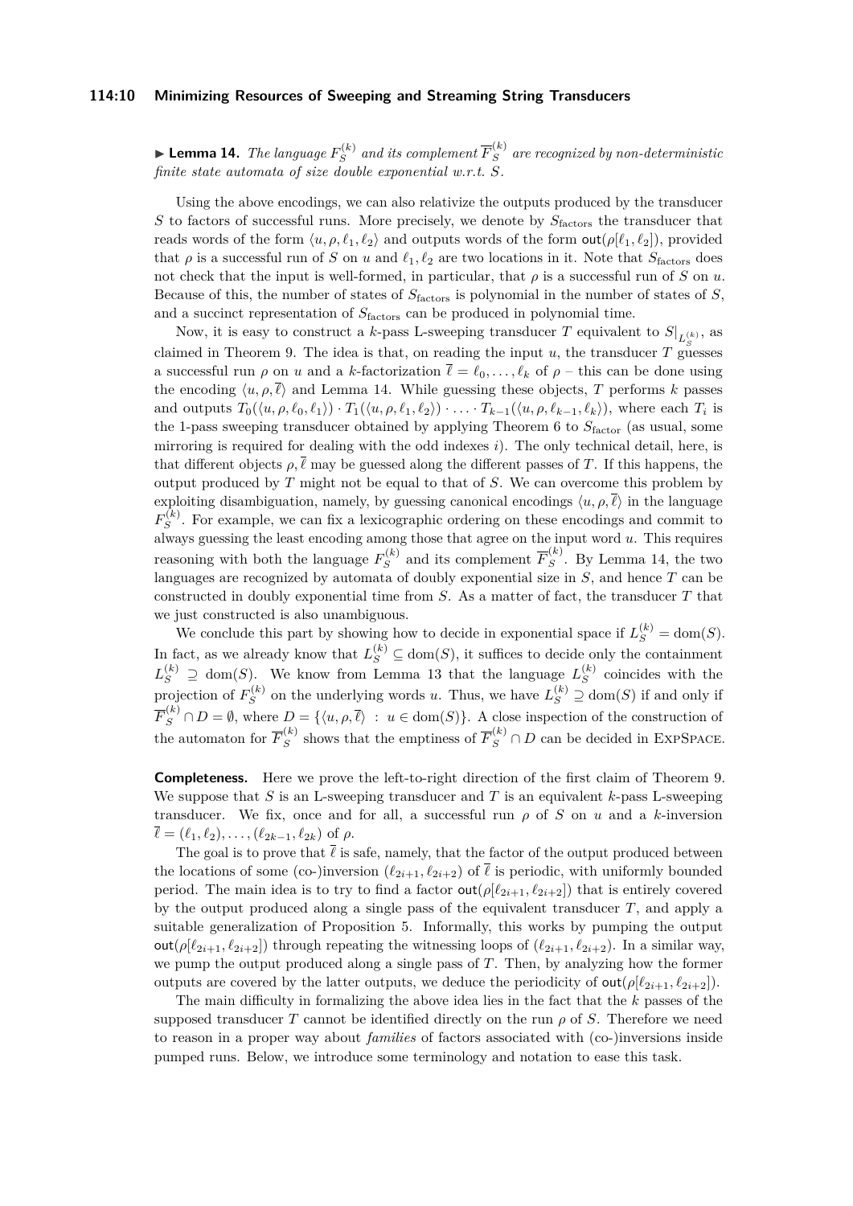▶ **Lemma 14.** *The language $F_S^{(k)}$ and its complement $\overline{F}_S^{(k)}$ are recognized by non-deterministic finite state automata of size double exponential w.r.t. $S$.*

Using the above encodings, we can also relativize the outputs produced by the transducer $S$ to factors of successful runs. More precisely, we denote by $S_{\text{factors}}$ the transducer that reads words of the form $\langle u, \rho, \ell_1, \ell_2 \rangle$ and outputs words of the form $\mathsf{out}(\rho[\ell_1, \ell_2])$, provided that $\rho$ is a successful run of $S$ on $u$ and $\ell_1, \ell_2$ are two locations in it. Note that $S_{\text{factors}}$ does not check that the input is well-formed, in particular, that $\rho$ is a successful run of $S$ on $u$. Because of this, the number of states of $S_{\text{factors}}$ is polynomial in the number of states of $S$, and a succinct representation of $S_{\text{factors}}$ can be produced in polynomial time.

Now, it is easy to construct a $k$-pass L-sweeping transducer $T$ equivalent to $S|_{L_S^{(k)}}$, as claimed in Theorem 9. The idea is that, on reading the input $u$, the transducer $T$ guesses a successful run $\rho$ on $u$ and a $k$-factorization $\overline{\ell} = \ell_0, \ldots, \ell_k$ of $\rho$ – this can be done using the encoding $\langle u, \rho, \overline{\ell} \rangle$ and Lemma 14. While guessing these objects, $T$ performs $k$ passes and outputs $T_0(\langle u, \rho, \ell_0, \ell_1 \rangle) \cdot T_1(\langle u, \rho, \ell_1, \ell_2 \rangle) \cdot \ldots \cdot T_{k-1}(\langle u, \rho, \ell_{k-1}, \ell_k \rangle)$, where each $T_i$ is the 1-pass sweeping transducer obtained by applying Theorem 6 to $S_{\text{factor}}$ (as usual, some mirroring is required for dealing with the odd indexes $i$). The only technical detail, here, is that different objects $\rho, \overline{\ell}$ may be guessed along the different passes of $T$. If this happens, the output produced by $T$ might not be equal to that of $S$. We can overcome this problem by exploiting disambiguation, namely, by guessing canonical encodings $\langle u, \rho, \overline{\ell} \rangle$ in the language $F_S^{(k)}$. For example, we can fix a lexicographic ordering on these encodings and commit to always guessing the least encoding among those that agree on the input word $u$. This requires reasoning with both the language $F_S^{(k)}$ and its complement $\overline{F}_S^{(k)}$. By Lemma 14, the two languages are recognized by automata of doubly exponential size in $S$, and hence $T$ can be constructed in doubly exponential time from $S$. As a matter of fact, the transducer $T$ that we just constructed is also unambiguous.

We conclude this part by showing how to decide in exponential space if $L_S^{(k)} = \mathrm{dom}(S)$. In fact, as we already know that $L_S^{(k)} \subseteq \mathrm{dom}(S)$, it suffices to decide only the containment $L_S^{(k)} \supseteq \mathrm{dom}(S)$. We know from Lemma 13 that the language $L_S^{(k)}$ coincides with the projection of $F_S^{(k)}$ on the underlying words $u$. Thus, we have $L_S^{(k)} \supseteq \mathrm{dom}(S)$ if and only if $\overline{F}_S^{(k)} \cap D = \emptyset$, where $D = \{\langle u, \rho, \overline{\ell} \rangle \;:\; u \in \mathrm{dom}(S)\}$. A close inspection of the construction of the automaton for $\overline{F}_S^{(k)}$ shows that the emptiness of $\overline{F}_S^{(k)} \cap D$ can be decided in ExpSpace.

**Completeness.** Here we prove the left-to-right direction of the first claim of Theorem 9. We suppose that $S$ is an L-sweeping transducer and $T$ is an equivalent $k$-pass L-sweeping transducer. We fix, once and for all, a successful run $\rho$ of $S$ on $u$ and a $k$-inversion $\overline{\ell} = (\ell_1, \ell_2), \ldots, (\ell_{2k-1}, \ell_{2k})$ of $\rho$.

The goal is to prove that $\overline{\ell}$ is safe, namely, that the factor of the output produced between the locations of some (co-)inversion $(\ell_{2i+1}, \ell_{2i+2})$ of $\overline{\ell}$ is periodic, with uniformly bounded period. The main idea is to try to find a factor $\mathsf{out}(\rho[\ell_{2i+1}, \ell_{2i+2}])$ that is entirely covered by the output produced along a single pass of the equivalent transducer $T$, and apply a suitable generalization of Proposition 5. Informally, this works by pumping the output $\mathsf{out}(\rho[\ell_{2i+1}, \ell_{2i+2}])$ through repeating the witnessing loops of $(\ell_{2i+1}, \ell_{2i+2})$. In a similar way, we pump the output produced along a single pass of $T$. Then, by analyzing how the former outputs are covered by the latter outputs, we deduce the periodicity of $\mathsf{out}(\rho[\ell_{2i+1}, \ell_{2i+2}])$.

The main difficulty in formalizing the above idea lies in the fact that the $k$ passes of the supposed transducer $T$ cannot be identified directly on the run $\rho$ of $S$. Therefore we need to reason in a proper way about *families* of factors associated with (co-)inversions inside pumped runs. Below, we introduce some terminology and notation to ease this task.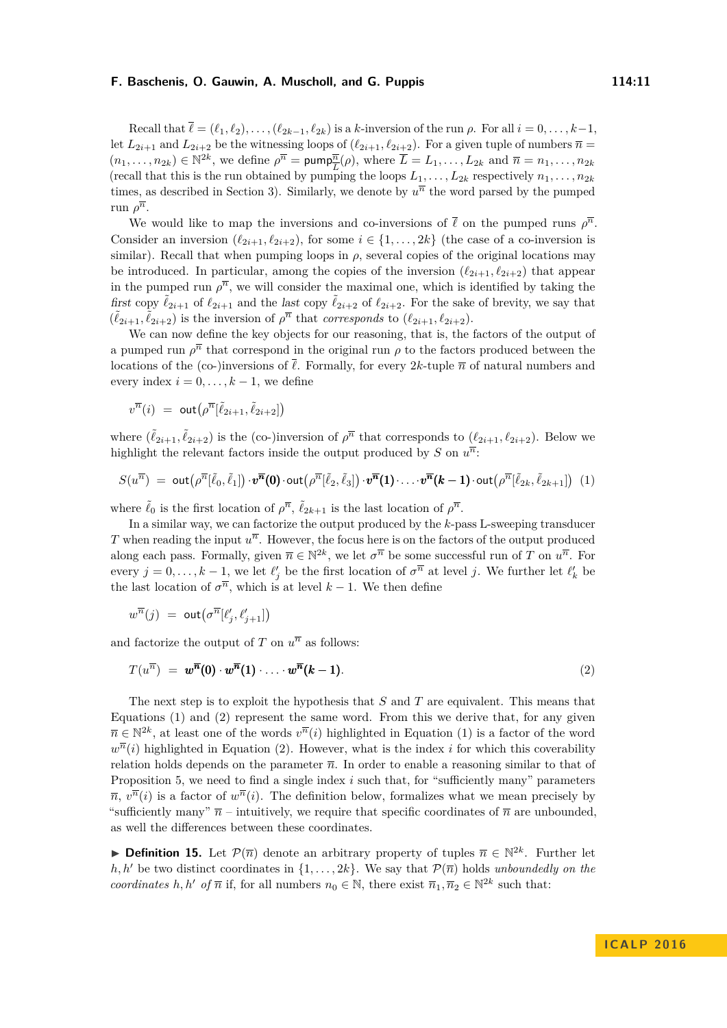Recall that $\overline{\ell} = (\ell_1, \ell_2), \ldots, (\ell_{2k-1}, \ell_{2k})$ is a $k$-inversion of the run $\rho$. For all $i = 0, \ldots, k-1$, let $L_{2i+1}$ and $L_{2i+2}$ be the witnessing loops of $(\ell_{2i+1}, \ell_{2i+2})$. For a given tuple of numbers $\overline{n} = (n_1, \ldots, n_{2k}) \in \mathbb{N}^{2k}$, we define $\rho^{\overline{n}} = \mathsf{pump}^{\overline{n}}_{\overline{L}}(\rho)$, where $\overline{L} = L_1, \ldots, L_{2k}$ and $\overline{n} = n_1, \ldots, n_{2k}$ (recall that this is the run obtained by pumping the loops $L_1, \ldots, L_{2k}$ respectively $n_1, \ldots, n_{2k}$ times, as described in Section 3). Similarly, we denote by $u^{\overline{n}}$ the word parsed by the pumped run $\rho^{\overline{n}}$.

We would like to map the inversions and co-inversions of $\overline{\ell}$ on the pumped runs $\rho^{\overline{n}}$. Consider an inversion $(\ell_{2i+1}, \ell_{2i+2})$, for some $i \in \{1, \ldots, 2k\}$ (the case of a co-inversion is similar). Recall that when pumping loops in $\rho$, several copies of the original locations may be introduced. In particular, among the copies of the inversion $(\ell_{2i+1}, \ell_{2i+2})$ that appear in the pumped run $\rho^{\overline{n}}$, we will consider the maximal one, which is identified by taking the *first* copy $\tilde{\ell}_{2i+1}$ of $\ell_{2i+1}$ and the *last* copy $\tilde{\ell}_{2i+2}$ of $\ell_{2i+2}$. For the sake of brevity, we say that $(\tilde{\ell}_{2i+1}, \tilde{\ell}_{2i+2})$ is the inversion of $\rho^{\overline{n}}$ that *corresponds* to $(\ell_{2i+1}, \ell_{2i+2})$.

We can now define the key objects for our reasoning, that is, the factors of the output of a pumped run $\rho^{\overline{n}}$ that correspond in the original run $\rho$ to the factors produced between the locations of the (co-)inversions of $\overline{\ell}$. Formally, for every $2k$-tuple $\overline{n}$ of natural numbers and every index $i = 0, \ldots, k-1$, we define

$$v^{\overline{n}}(i) \;=\; \mathsf{out}\big(\rho^{\overline{n}}[\tilde{\ell}_{2i+1}, \tilde{\ell}_{2i+2}]\big)$$

where $(\tilde{\ell}_{2i+1}, \tilde{\ell}_{2i+2})$ is the (co-)inversion of $\rho^{\overline{n}}$ that corresponds to $(\ell_{2i+1}, \ell_{2i+2})$. Below we highlight the relevant factors inside the output produced by $S$ on $u^{\overline{n}}$:

$$S(u^{\overline{n}}) \;=\; \mathsf{out}\big(\rho^{\overline{n}}[\tilde{\ell}_0, \tilde{\ell}_1]\big) \cdot \boldsymbol{v^{\overline{n}}(0)} \cdot \mathsf{out}\big(\rho^{\overline{n}}[\tilde{\ell}_2, \tilde{\ell}_3]\big) \cdot \boldsymbol{v^{\overline{n}}(1)} \cdot \ldots \cdot \boldsymbol{v^{\overline{n}}(k-1)} \cdot \mathsf{out}\big(\rho^{\overline{n}}[\tilde{\ell}_{2k}, \tilde{\ell}_{2k+1}]\big) \quad (1)$$

where $\tilde{\ell}_0$ is the first location of $\rho^{\overline{n}}$, $\tilde{\ell}_{2k+1}$ is the last location of $\rho^{\overline{n}}$.

In a similar way, we can factorize the output produced by the $k$-pass L-sweeping transducer $T$ when reading the input $u^{\overline{n}}$. However, the focus here is on the factors of the output produced along each pass. Formally, given $\overline{n} \in \mathbb{N}^{2k}$, we let $\sigma^{\overline{n}}$ be some successful run of $T$ on $u^{\overline{n}}$. For every $j = 0, \ldots, k-1$, we let $\ell'_j$ be the first location of $\sigma^{\overline{n}}$ at level $j$. We further let $\ell'_k$ be the last location of $\sigma^{\overline{n}}$, which is at level $k-1$. We then define

$$w^{\overline{n}}(j) \;=\; \mathsf{out}\big(\sigma^{\overline{n}}[\ell'_j, \ell'_{j+1}]\big)$$

and factorize the output of $T$ on $u^{\overline{n}}$ as follows:

$$T(u^{\overline{n}}) \;=\; \boldsymbol{w^{\overline{n}}(0)} \cdot \boldsymbol{w^{\overline{n}}(1)} \cdot \ldots \cdot \boldsymbol{w^{\overline{n}}(k-1)}. \quad (2)$$

The next step is to exploit the hypothesis that $S$ and $T$ are equivalent. This means that Equations (1) and (2) represent the same word. From this we derive that, for any given $\overline{n} \in \mathbb{N}^{2k}$, at least one of the words $v^{\overline{n}}(i)$ highlighted in Equation (1) is a factor of the word $w^{\overline{n}}(i)$ highlighted in Equation (2). However, what is the index $i$ for which this coverability relation holds depends on the parameter $\overline{n}$. In order to enable a reasoning similar to that of Proposition 5, we need to find a single index $i$ such that, for "sufficiently many" parameters $\overline{n}$, $v^{\overline{n}}(i)$ is a factor of $w^{\overline{n}}(i)$. The definition below, formalizes what we mean precisely by "sufficiently many" $\overline{n}$ – intuitively, we require that specific coordinates of $\overline{n}$ are unbounded, as well the differences between these coordinates.

▶ **Definition 15.** Let $\mathcal{P}(\overline{n})$ denote an arbitrary property of tuples $\overline{n} \in \mathbb{N}^{2k}$. Further let $h, h'$ be two distinct coordinates in $\{1, \ldots, 2k\}$. We say that $\mathcal{P}(\overline{n})$ holds *unboundedly on the coordinates $h, h'$ of $\overline{n}$* if, for all numbers $n_0 \in \mathbb{N}$, there exist $\overline{n}_1, \overline{n}_2 \in \mathbb{N}^{2k}$ such that: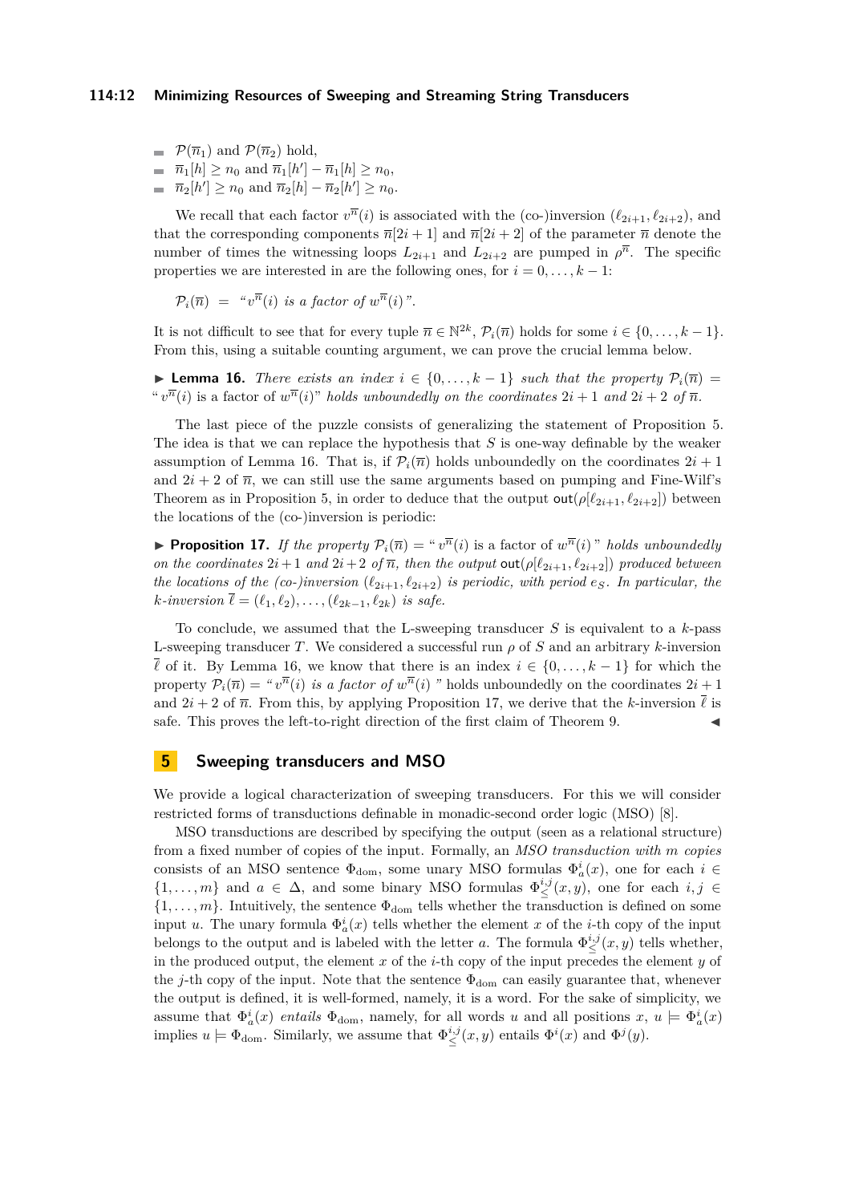- $\mathcal{P}(\overline{n}_1)$ and $\mathcal{P}(\overline{n}_2)$ hold,
- $\overline{n}_1[h] \geq n_0$ and $\overline{n}_1[h'] - \overline{n}_1[h] \geq n_0$,
- $\overline{n}_2[h'] \geq n_0$ and $\overline{n}_2[h] - \overline{n}_2[h'] \geq n_0$.

We recall that each factor $v^{\overline{n}}(i)$ is associated with the (co-)inversion $(\ell_{2i+1}, \ell_{2i+2})$, and that the corresponding components $\overline{n}[2i+1]$ and $\overline{n}[2i+2]$ of the parameter $\overline{n}$ denote the number of times the witnessing loops $L_{2i+1}$ and $L_{2i+2}$ are pumped in $\rho^{\overline{n}}$. The specific properties we are interested in are the following ones, for $i = 0, \ldots, k-1$:

$\mathcal{P}_i(\overline{n}) \;=\;$ "*$v^{\overline{n}}(i)$ is a factor of $w^{\overline{n}}(i)$*".

It is not difficult to see that for every tuple $\overline{n} \in \mathbb{N}^{2k}$, $\mathcal{P}_i(\overline{n})$ holds for some $i \in \{0, \ldots, k-1\}$. From this, using a suitable counting argument, we can prove the crucial lemma below.

▶ **Lemma 16.** *There exists an index $i \in \{0, \ldots, k-1\}$ such that the property $\mathcal{P}_i(\overline{n}) =$ "$v^{\overline{n}}(i)$ is a factor of $w^{\overline{n}}(i)$" holds unboundedly on the coordinates $2i+1$ and $2i+2$ of $\overline{n}$.*

The last piece of the puzzle consists of generalizing the statement of Proposition 5. The idea is that we can replace the hypothesis that $S$ is one-way definable by the weaker assumption of Lemma 16. That is, if $\mathcal{P}_i(\overline{n})$ holds unboundedly on the coordinates $2i+1$ and $2i+2$ of $\overline{n}$, we can still use the same arguments based on pumping and Fine-Wilf's Theorem as in Proposition 5, in order to deduce that the output $\mathsf{out}(\rho[\ell_{2i+1}, \ell_{2i+2}])$ between the locations of the (co-)inversion is periodic:

▶ **Proposition 17.** *If the property $\mathcal{P}_i(\overline{n}) =$ "$v^{\overline{n}}(i)$ is a factor of $w^{\overline{n}}(i)$" holds unboundedly on the coordinates $2i+1$ and $2i+2$ of $\overline{n}$, then the output $\mathsf{out}(\rho[\ell_{2i+1}, \ell_{2i+2}])$ produced between the locations of the (co-)inversion $(\ell_{2i+1}, \ell_{2i+2})$ is periodic, with period $e_S$. In particular, the $k$-inversion $\overline{\ell} = (\ell_1, \ell_2), \ldots, (\ell_{2k-1}, \ell_{2k})$ is safe.*

To conclude, we assumed that the L-sweeping transducer $S$ is equivalent to a $k$-pass L-sweeping transducer $T$. We considered a successful run $\rho$ of $S$ and an arbitrary $k$-inversion $\overline{\ell}$ of it. By Lemma 16, we know that there is an index $i \in \{0, \ldots, k-1\}$ for which the property $\mathcal{P}_i(\overline{n}) =$ "*$v^{\overline{n}}(i)$ is a factor of $w^{\overline{n}}(i)$*" holds unboundedly on the coordinates $2i+1$ and $2i+2$ of $\overline{n}$. From this, by applying Proposition 17, we derive that the $k$-inversion $\overline{\ell}$ is safe. This proves the left-to-right direction of the first claim of Theorem 9. ◀

## 5 Sweeping transducers and MSO

We provide a logical characterization of sweeping transducers. For this we will consider restricted forms of transductions definable in monadic-second order logic (MSO) [8].

MSO transductions are described by specifying the output (seen as a relational structure) from a fixed number of copies of the input. Formally, an *MSO transduction with $m$ copies* consists of an MSO sentence $\Phi_{\mathrm{dom}}$, some unary MSO formulas $\Phi^i_a(x)$, one for each $i \in \{1, \ldots, m\}$ and $a \in \Delta$, and some binary MSO formulas $\Phi^{i,j}_{\leq}(x, y)$, one for each $i, j \in \{1, \ldots, m\}$. Intuitively, the sentence $\Phi_{\mathrm{dom}}$ tells whether the transduction is defined on some input $u$. The unary formula $\Phi^i_a(x)$ tells whether the element $x$ of the $i$-th copy of the input belongs to the output and is labeled with the letter $a$. The formula $\Phi^{i,j}_{\leq}(x, y)$ tells whether, in the produced output, the element $x$ of the $i$-th copy of the input precedes the element $y$ of the $j$-th copy of the input. Note that the sentence $\Phi_{\mathrm{dom}}$ can easily guarantee that, whenever the output is defined, it is well-formed, namely, it is a word. For the sake of simplicity, we assume that $\Phi^i_a(x)$ *entails* $\Phi_{\mathrm{dom}}$, namely, for all words $u$ and all positions $x$, $u \models \Phi^i_a(x)$ implies $u \models \Phi_{\mathrm{dom}}$. Similarly, we assume that $\Phi^{i,j}_{\leq}(x, y)$ entails $\Phi^i(x)$ and $\Phi^j(y)$.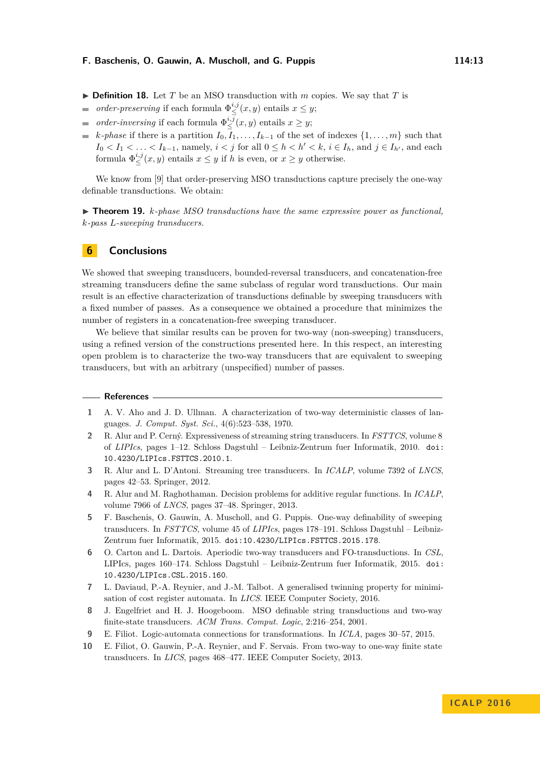▶ **Definition 18.** Let $T$ be an MSO transduction with $m$ copies. We say that $T$ is

- *order-preserving* if each formula $\Phi_{\leq}^{i,j}(x,y)$ entails $x \leq y$;
- *order-inversing* if each formula $\Phi_{\leq}^{i,j}(x,y)$ entails $x \geq y$;
- *k-phase* if there is a partition $I_0, I_1, \ldots, I_{k-1}$ of the set of indexes $\{1, \ldots, m\}$ such that $I_0 < I_1 < \ldots < I_{k-1}$, namely, $i < j$ for all $0 \leq h < h' < k$, $i \in I_h$, and $j \in I_{h'}$, and each formula $\Phi_{\leq}^{i,j}(x,y)$ entails $x \leq y$ if $h$ is even, or $x \geq y$ otherwise.

We know from [9] that order-preserving MSO transductions capture precisely the one-way definable transductions. We obtain:

▶ **Theorem 19.** *$k$-phase MSO transductions have the same expressive power as functional, $k$-pass $L$-sweeping transducers.*

## 6 Conclusions

We showed that sweeping transducers, bounded-reversal transducers, and concatenation-free streaming transducers define the same subclass of regular word transductions. Our main result is an effective characterization of transductions definable by sweeping transducers with a fixed number of passes. As a consequence we obtained a procedure that minimizes the number of registers in a concatenation-free sweeping transducer.

We believe that similar results can be proven for two-way (non-sweeping) transducers, using a refined version of the constructions presented here. In this respect, an interesting open problem is to characterize the two-way transducers that are equivalent to sweeping transducers, but with an arbitrary (unspecified) number of passes.

## References

1. A. V. Aho and J. D. Ullman. A characterization of two-way deterministic classes of languages. *J. Comput. Syst. Sci.*, 4(6):523–538, 1970.
2. R. Alur and P. Cerný. Expressiveness of streaming string transducers. In *FSTTCS*, volume 8 of *LIPIcs*, pages 1–12. Schloss Dagstuhl – Leibniz-Zentrum fuer Informatik, 2010. doi:10.4230/LIPIcs.FSTTCS.2010.1.
3. R. Alur and L. D'Antoni. Streaming tree transducers. In *ICALP*, volume 7392 of *LNCS*, pages 42–53. Springer, 2012.
4. R. Alur and M. Raghothaman. Decision problems for additive regular functions. In *ICALP*, volume 7966 of *LNCS*, pages 37–48. Springer, 2013.
5. F. Baschenis, O. Gauwin, A. Muscholl, and G. Puppis. One-way definability of sweeping transducers. In *FSTTCS*, volume 45 of *LIPIcs*, pages 178–191. Schloss Dagstuhl – Leibniz-Zentrum fuer Informatik, 2015. doi:10.4230/LIPIcs.FSTTCS.2015.178.
6. O. Carton and L. Dartois. Aperiodic two-way transducers and FO-transductions. In *CSL*, LIPIcs, pages 160–174. Schloss Dagstuhl – Leibniz-Zentrum fuer Informatik, 2015. doi:10.4230/LIPIcs.CSL.2015.160.
7. L. Daviaud, P.-A. Reynier, and J.-M. Talbot. A generalised twinning property for minimisation of cost register automata. In *LICS*. IEEE Computer Society, 2016.
8. J. Engelfriet and H. J. Hoogeboom. MSO definable string transductions and two-way finite-state transducers. *ACM Trans. Comput. Logic*, 2:216–254, 2001.
9. E. Filiot. Logic-automata connections for transformations. In *ICLA*, pages 30–57, 2015.
10. E. Filiot, O. Gauwin, P.-A. Reynier, and F. Servais. From two-way to one-way finite state transducers. In *LICS*, pages 468–477. IEEE Computer Society, 2013.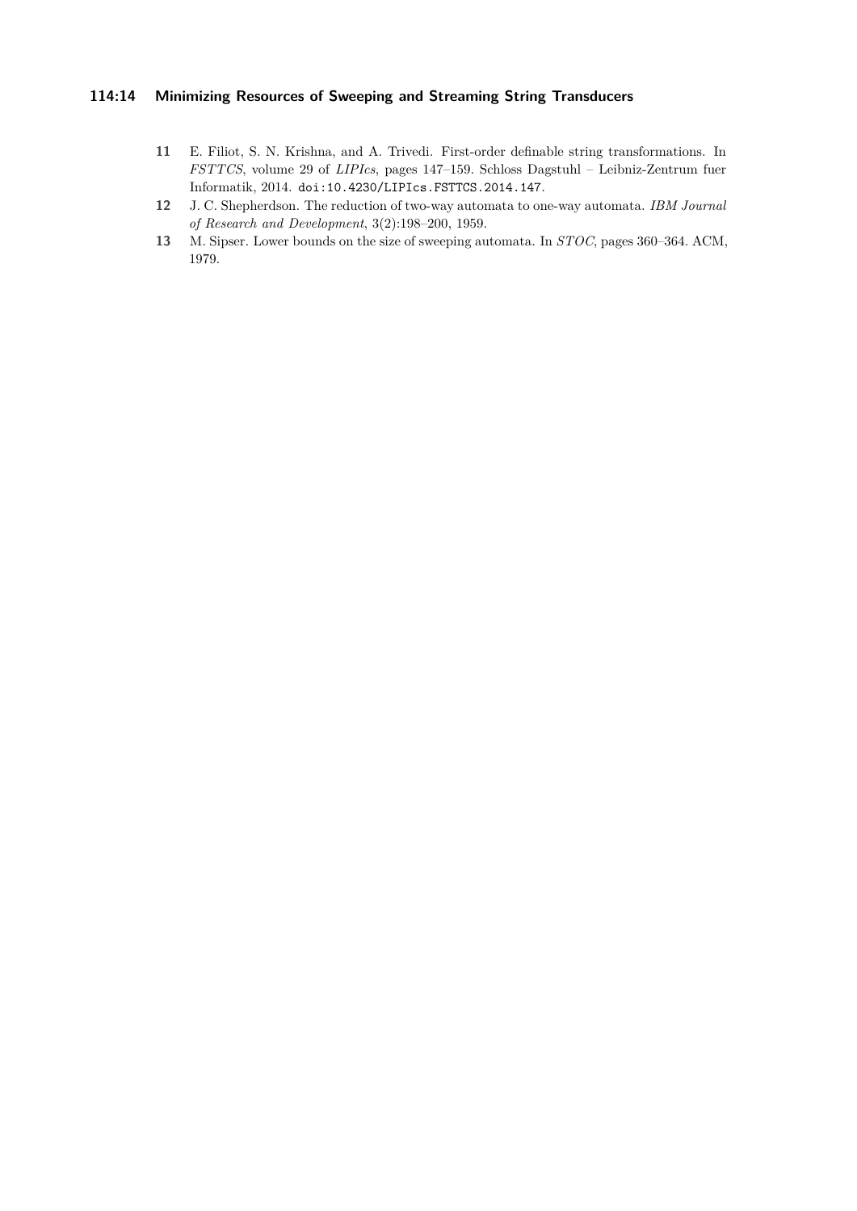11 E. Filiot, S. N. Krishna, and A. Trivedi. First-order definable string transformations. In *FSTTCS*, volume 29 of *LIPIcs*, pages 147–159. Schloss Dagstuhl – Leibniz-Zentrum fuer Informatik, 2014. doi:10.4230/LIPIcs.FSTTCS.2014.147.

12 J. C. Shepherdson. The reduction of two-way automata to one-way automata. *IBM Journal of Research and Development*, 3(2):198–200, 1959.

13 M. Sipser. Lower bounds on the size of sweeping automata. In *STOC*, pages 360–364. ACM, 1979.